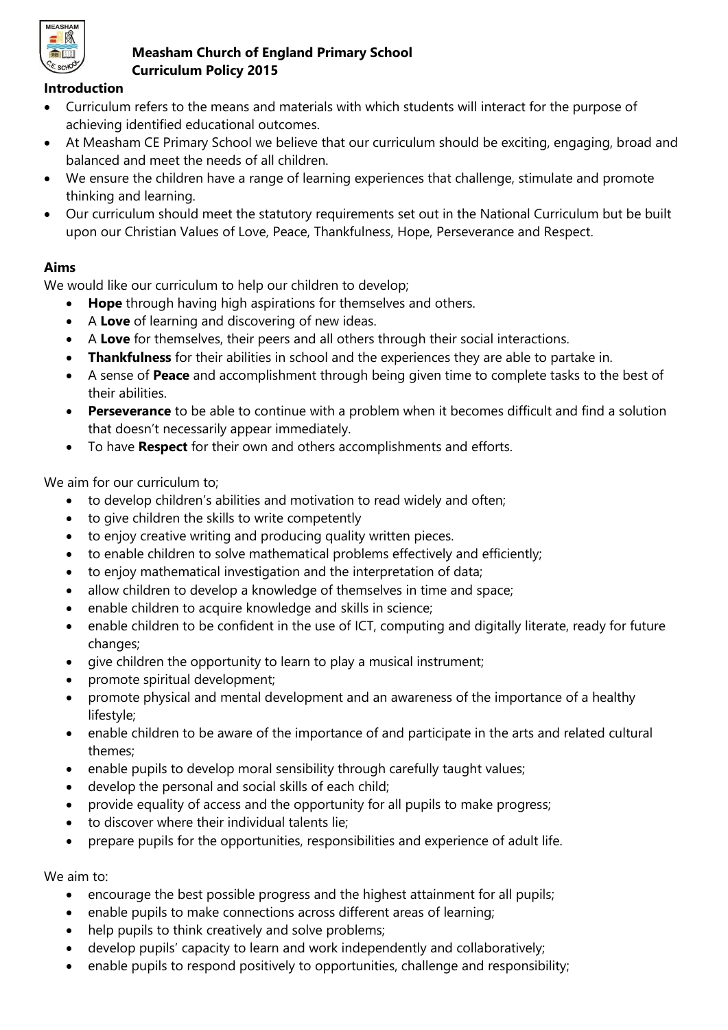# Measham Church of England Primary School
## Curriculum Policy 2015

### Introduction

- Curriculum refers to the means and materials with which students will interact for the purpose of achieving identified educational outcomes.
- At Measham CE Primary School we believe that our curriculum should be exciting, engaging, broad and balanced and meet the needs of all children.
- We ensure the children have a range of learning experiences that challenge, stimulate and promote thinking and learning.
- Our curriculum should meet the statutory requirements set out in the National Curriculum but be built upon our Christian Values of Love, Peace, Thankfulness, Hope, Perseverance and Respect.

### Aims

We would like our curriculum to help our children to develop;

- **Hope** through having high aspirations for themselves and others.
- A **Love** of learning and discovering of new ideas.
- A **Love** for themselves, their peers and all others through their social interactions.
- **Thankfulness** for their abilities in school and the experiences they are able to partake in.
- A sense of **Peace** and accomplishment through being given time to complete tasks to the best of their abilities.
- **Perseverance** to be able to continue with a problem when it becomes difficult and find a solution that doesn't necessarily appear immediately.
- To have **Respect** for their own and others accomplishments and efforts.

We aim for our curriculum to;

- to develop children's abilities and motivation to read widely and often;
- to give children the skills to write competently
- to enjoy creative writing and producing quality written pieces.
- to enable children to solve mathematical problems effectively and efficiently;
- to enjoy mathematical investigation and the interpretation of data;
- allow children to develop a knowledge of themselves in time and space;
- enable children to acquire knowledge and skills in science;
- enable children to be confident in the use of ICT, computing and digitally literate, ready for future changes;
- give children the opportunity to learn to play a musical instrument;
- promote spiritual development;
- promote physical and mental development and an awareness of the importance of a healthy lifestyle;
- enable children to be aware of the importance of and participate in the arts and related cultural themes;
- enable pupils to develop moral sensibility through carefully taught values;
- develop the personal and social skills of each child;
- provide equality of access and the opportunity for all pupils to make progress;
- to discover where their individual talents lie;
- prepare pupils for the opportunities, responsibilities and experience of adult life.

We aim to:

- encourage the best possible progress and the highest attainment for all pupils;
- enable pupils to make connections across different areas of learning;
- help pupils to think creatively and solve problems;
- develop pupils' capacity to learn and work independently and collaboratively;
- enable pupils to respond positively to opportunities, challenge and responsibility;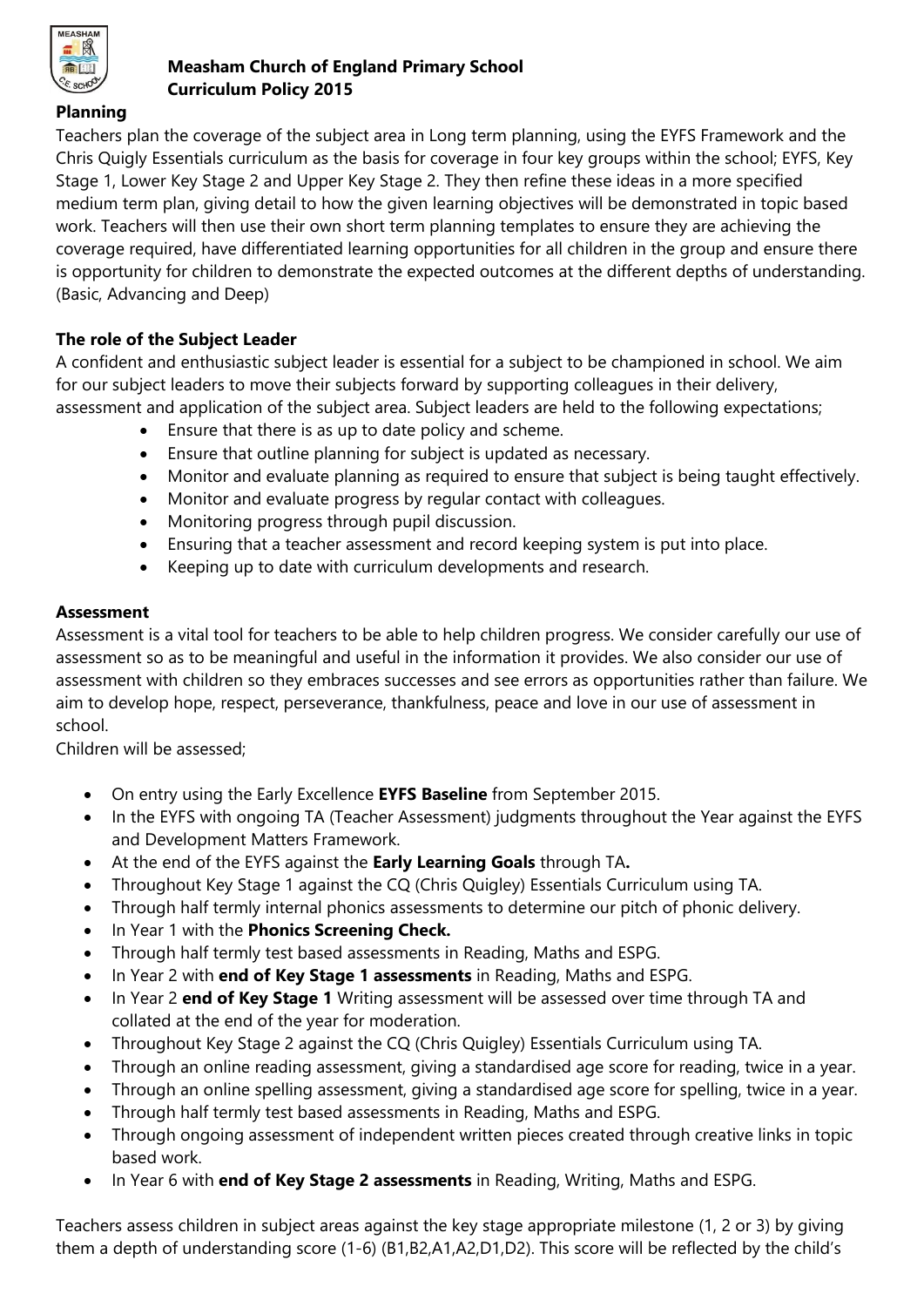**Measham Church of England Primary School**
**Curriculum Policy 2015**

**Planning**

Teachers plan the coverage of the subject area in Long term planning, using the EYFS Framework and the Chris Quigly Essentials curriculum as the basis for coverage in four key groups within the school; EYFS, Key Stage 1, Lower Key Stage 2 and Upper Key Stage 2. They then refine these ideas in a more specified medium term plan, giving detail to how the given learning objectives will be demonstrated in topic based work. Teachers will then use their own short term planning templates to ensure they are achieving the coverage required, have differentiated learning opportunities for all children in the group and ensure there is opportunity for children to demonstrate the expected outcomes at the different depths of understanding. (Basic, Advancing and Deep)

**The role of the Subject Leader**

A confident and enthusiastic subject leader is essential for a subject to be championed in school. We aim for our subject leaders to move their subjects forward by supporting colleagues in their delivery, assessment and application of the subject area. Subject leaders are held to the following expectations;

- Ensure that there is as up to date policy and scheme.
- Ensure that outline planning for subject is updated as necessary.
- Monitor and evaluate planning as required to ensure that subject is being taught effectively.
- Monitor and evaluate progress by regular contact with colleagues.
- Monitoring progress through pupil discussion.
- Ensuring that a teacher assessment and record keeping system is put into place.
- Keeping up to date with curriculum developments and research.

**Assessment**

Assessment is a vital tool for teachers to be able to help children progress. We consider carefully our use of assessment so as to be meaningful and useful in the information it provides. We also consider our use of assessment with children so they embraces successes and see errors as opportunities rather than failure. We aim to develop hope, respect, perseverance, thankfulness, peace and love in our use of assessment in school.

Children will be assessed;

- On entry using the Early Excellence **EYFS Baseline** from September 2015.
- In the EYFS with ongoing TA (Teacher Assessment) judgments throughout the Year against the EYFS and Development Matters Framework.
- At the end of the EYFS against the **Early Learning Goals** through TA**.**
- Throughout Key Stage 1 against the CQ (Chris Quigley) Essentials Curriculum using TA.
- Through half termly internal phonics assessments to determine our pitch of phonic delivery.
- In Year 1 with the **Phonics Screening Check.**
- Through half termly test based assessments in Reading, Maths and ESPG.
- In Year 2 with **end of Key Stage 1 assessments** in Reading, Maths and ESPG.
- In Year 2 **end of Key Stage 1** Writing assessment will be assessed over time through TA and collated at the end of the year for moderation.
- Throughout Key Stage 2 against the CQ (Chris Quigley) Essentials Curriculum using TA.
- Through an online reading assessment, giving a standardised age score for reading, twice in a year.
- Through an online spelling assessment, giving a standardised age score for spelling, twice in a year.
- Through half termly test based assessments in Reading, Maths and ESPG.
- Through ongoing assessment of independent written pieces created through creative links in topic based work.
- In Year 6 with **end of Key Stage 2 assessments** in Reading, Writing, Maths and ESPG.

Teachers assess children in subject areas against the key stage appropriate milestone (1, 2 or 3) by giving them a depth of understanding score (1-6) (B1,B2,A1,A2,D1,D2). This score will be reflected by the child's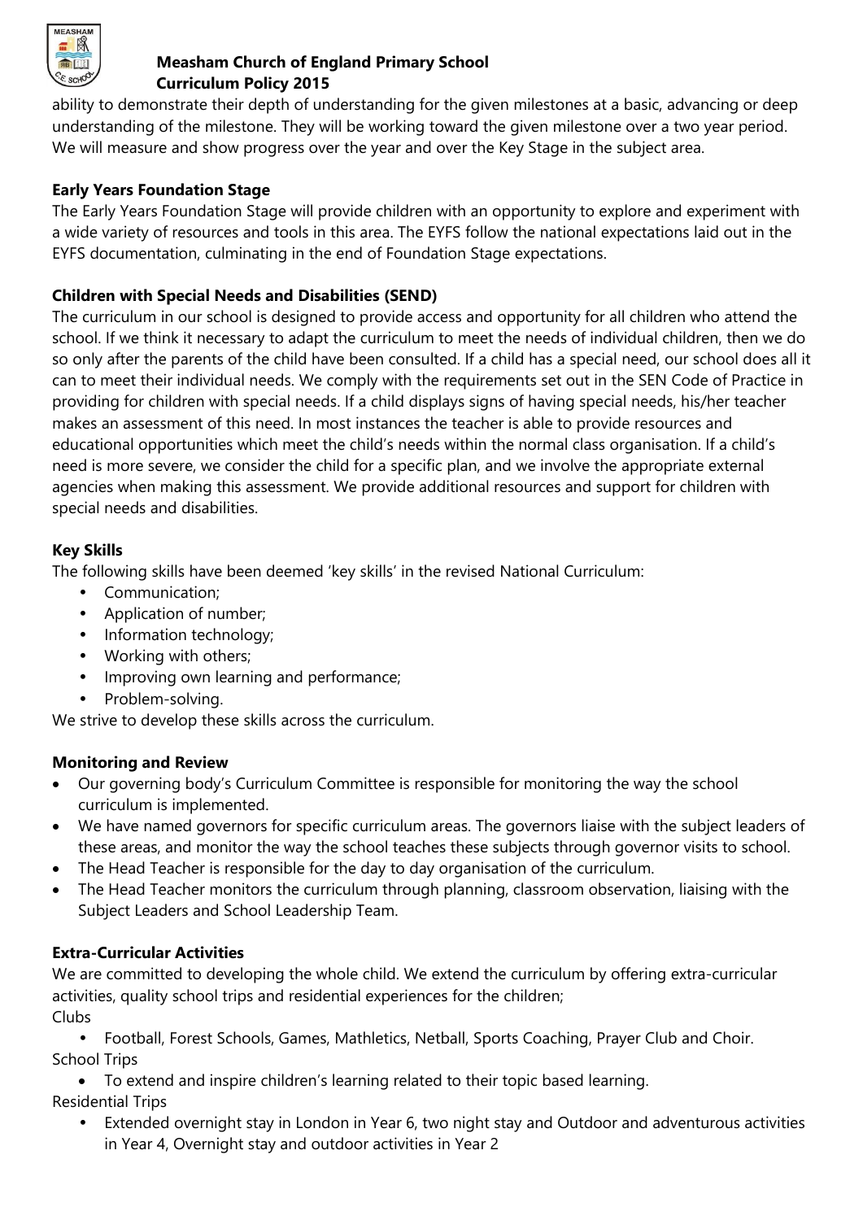ability to demonstrate their depth of understanding for the given milestones at a basic, advancing or deep understanding of the milestone. They will be working toward the given milestone over a two year period. We will measure and show progress over the year and over the Key Stage in the subject area.

**Early Years Foundation Stage**

The Early Years Foundation Stage will provide children with an opportunity to explore and experiment with a wide variety of resources and tools in this area. The EYFS follow the national expectations laid out in the EYFS documentation, culminating in the end of Foundation Stage expectations.

**Children with Special Needs and Disabilities (SEND)**

The curriculum in our school is designed to provide access and opportunity for all children who attend the school. If we think it necessary to adapt the curriculum to meet the needs of individual children, then we do so only after the parents of the child have been consulted. If a child has a special need, our school does all it can to meet their individual needs. We comply with the requirements set out in the SEN Code of Practice in providing for children with special needs. If a child displays signs of having special needs, his/her teacher makes an assessment of this need. In most instances the teacher is able to provide resources and educational opportunities which meet the child's needs within the normal class organisation. If a child's need is more severe, we consider the child for a specific plan, and we involve the appropriate external agencies when making this assessment. We provide additional resources and support for children with special needs and disabilities.

**Key Skills**

The following skills have been deemed 'key skills' in the revised National Curriculum:

- Communication;
- Application of number;
- Information technology;
- Working with others;
- Improving own learning and performance;
- Problem-solving.

We strive to develop these skills across the curriculum.

**Monitoring and Review**

- Our governing body's Curriculum Committee is responsible for monitoring the way the school curriculum is implemented.
- We have named governors for specific curriculum areas. The governors liaise with the subject leaders of these areas, and monitor the way the school teaches these subjects through governor visits to school.
- The Head Teacher is responsible for the day to day organisation of the curriculum.
- The Head Teacher monitors the curriculum through planning, classroom observation, liaising with the Subject Leaders and School Leadership Team.

**Extra-Curricular Activities**

We are committed to developing the whole child. We extend the curriculum by offering extra-curricular activities, quality school trips and residential experiences for the children;

Clubs

- Football, Forest Schools, Games, Mathletics, Netball, Sports Coaching, Prayer Club and Choir.

School Trips

- To extend and inspire children's learning related to their topic based learning.

Residential Trips

- Extended overnight stay in London in Year 6, two night stay and Outdoor and adventurous activities in Year 4, Overnight stay and outdoor activities in Year 2